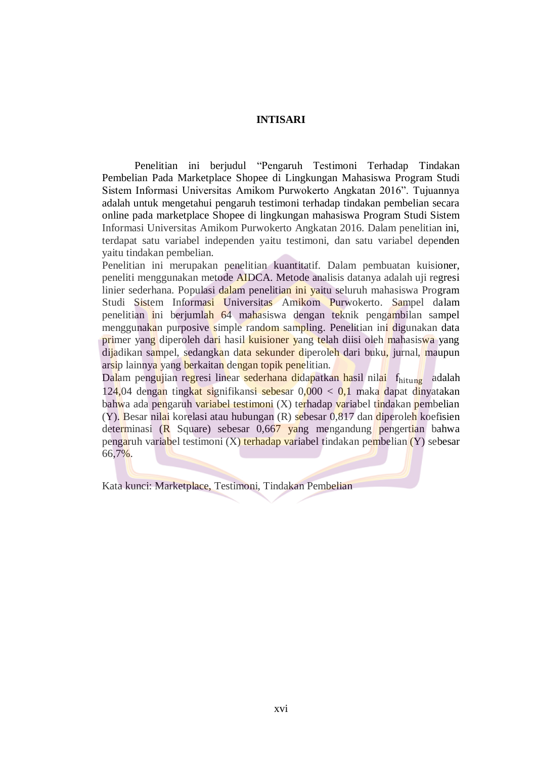# INTISARI

Penelitian ini berjudul "Pengaruh Testimoni Terhadap Tindakan Pembelian Pada Marketplace Shopee di Lingkungan Mahasiswa Program Studi Sistem Informasi Universitas Amikom Purwokerto Angkatan 2016". Tujuannya adalah untuk mengetahui pengaruh testimoni terhadap tindakan pembelian secara online pada marketplace Shopee di lingkungan mahasiswa Program Studi Sistem Informasi Universitas Amikom Purwokerto Angkatan 2016. Dalam penelitian ini, terdapat satu variabel independen yaitu testimoni, dan satu variabel dependen yaitu tindakan pembelian.

Penelitian ini merupakan penelitian kuantitatif. Dalam pembuatan kuisioner, peneliti menggunakan metode AIDCA. Metode analisis datanya adalah uji regresi linier sederhana. Populasi dalam penelitian ini yaitu seluruh mahasiswa Program Studi Sistem Informasi Universitas Amikom Purwokerto. Sampel dalam penelitian ini berjumlah 64 mahasiswa dengan teknik pengambilan sampel menggunakan purposive simple random sampling. Penelitian ini digunakan data primer yang diperoleh dari hasil kuisioner yang telah diisi oleh mahasiswa yang dijadikan sampel, sedangkan data sekunder diperoleh dari buku, jurnal, maupun arsip lainnya yang berkaitan dengan topik penelitian.

Dalam pengujian regresi linear sederhana didapatkan hasil nilai $f_{hitung}$ adalah 124,04 dengan tingkat signifikansi sebesar $0,000 < 0,1$ maka dapat dinyatakan bahwa ada pengaruh variabel testimoni (X) terhadap variabel tindakan pembelian (Y). Besar nilai korelasi atau hubungan (R) sebesar 0,817 dan diperoleh koefisien determinasi (R Square) sebesar 0,667 yang mengandung pengertian bahwa pengaruh variabel testimoni (X) terhadap variabel tindakan pembelian (Y) sebesar 66,7%.

Kata kunci: Marketplace, Testimoni, Tindakan Pembelian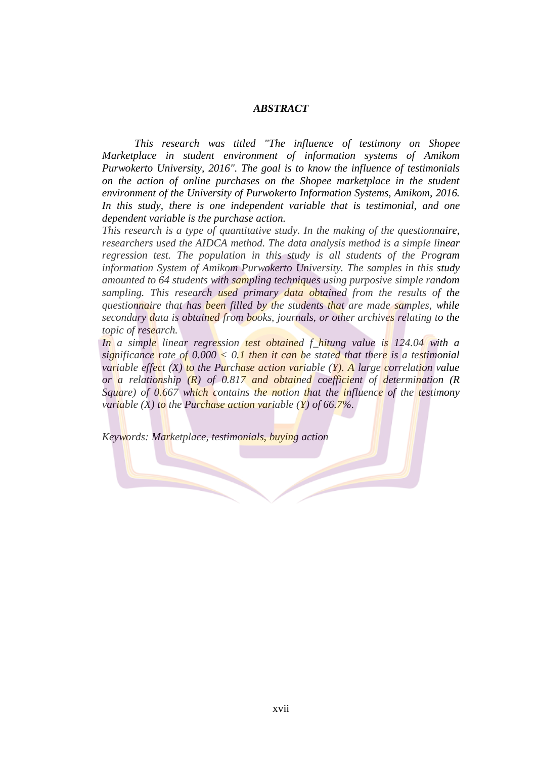***ABSTRACT***

*This research was titled "The influence of testimony on Shopee Marketplace in student environment of information systems of Amikom Purwokerto University, 2016". The goal is to know the influence of testimonials on the action of online purchases on the Shopee marketplace in the student environment of the University of Purwokerto Information Systems, Amikom, 2016. In this study, there is one independent variable that is testimonial, and one dependent variable is the purchase action.*

*This research is a type of quantitative study. In the making of the questionnaire, researchers used the AIDCA method. The data analysis method is a simple linear regression test. The population in this study is all students of the Program information System of Amikom Purwokerto University. The samples in this study amounted to 64 students with sampling techniques using purposive simple random sampling. This research used primary data obtained from the results of the questionnaire that has been filled by the students that are made samples, while secondary data is obtained from books, journals, or other archives relating to the topic of research.*

*In a simple linear regression test obtained f_hitung value is 124.04 with a significance rate of 0.000 < 0.1 then it can be stated that there is a testimonial variable effect (X) to the Purchase action variable (Y). A large correlation value or a relationship (R) of 0.817 and obtained coefficient of determination (R Square) of 0.667 which contains the notion that the influence of the testimony variable (X) to the Purchase action variable (Y) of 66.7%.*

*Keywords: Marketplace, testimonials, buying action*